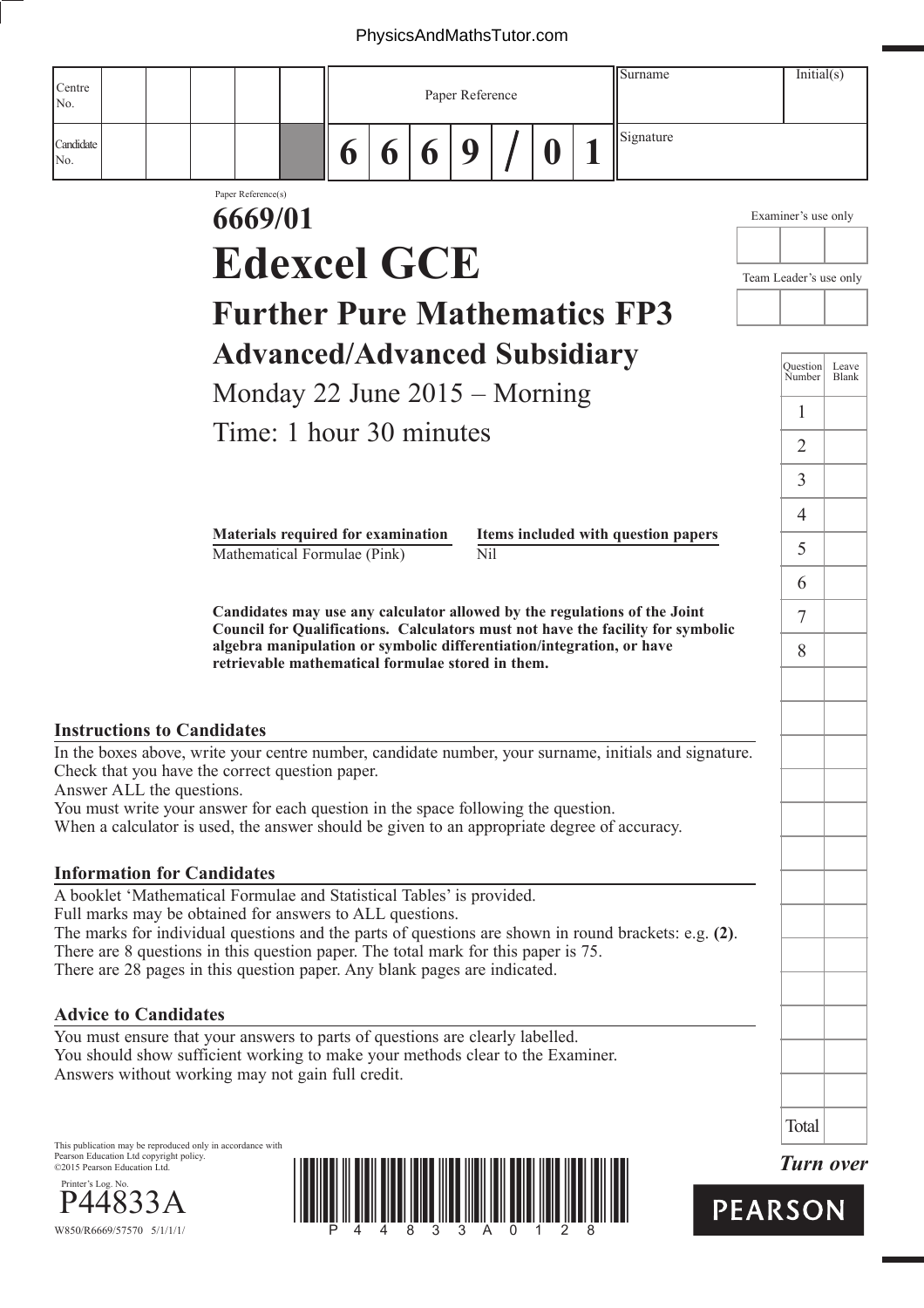| Centre No. | | | | | | Paper Reference | Surname | Initial(s) |
|---|---|---|---|---|---|---|---|---|
| Candidate No. | | | | | | 6 6 6 9 / 0 1 | Signature | |

Paper Reference(s)

# 6669/01

# Edexcel GCE

## Further Pure Mathematics FP3

## Advanced/Advanced Subsidiary

Monday 22 June 2015 – Morning

Time: 1 hour 30 minutes

Examiner's use only

Team Leader's use only

| Question Number | Leave Blank |
|---|---|
| 1 | |
| 2 | |
| 3 | |
| 4 | |
| 5 | |
| 6 | |
| 7 | |
| 8 | |
| Total | |

| **Materials required for examination** | **Items included with question papers** |
|---|---|
| Mathematical Formulae (Pink) | Nil |

**Candidates may use any calculator allowed by the regulations of the Joint Council for Qualifications. Calculators must not have the facility for symbolic algebra manipulation or symbolic differentiation/integration, or have retrievable mathematical formulae stored in them.**

### Instructions to Candidates

In the boxes above, write your centre number, candidate number, your surname, initials and signature.
Check that you have the correct question paper.
Answer ALL the questions.
You must write your answer for each question in the space following the question.
When a calculator is used, the answer should be given to an appropriate degree of accuracy.

### Information for Candidates

A booklet 'Mathematical Formulae and Statistical Tables' is provided.
Full marks may be obtained for answers to ALL questions.
The marks for individual questions and the parts of questions are shown in round brackets: e.g. **(2)**.
There are 8 questions in this question paper. The total mark for this paper is 75.
There are 28 pages in this question paper. Any blank pages are indicated.

### Advice to Candidates

You must ensure that your answers to parts of questions are clearly labelled.
You should show sufficient working to make your methods clear to the Examiner.
Answers without working may not gain full credit.

This publication may be reproduced only in accordance with Pearson Education Ltd copyright policy.
©2015 Pearson Education Ltd.

Printer's Log. No.
P44833A
W850/R6669/57570 5/1/1/1/

*Turn over*

PEARSON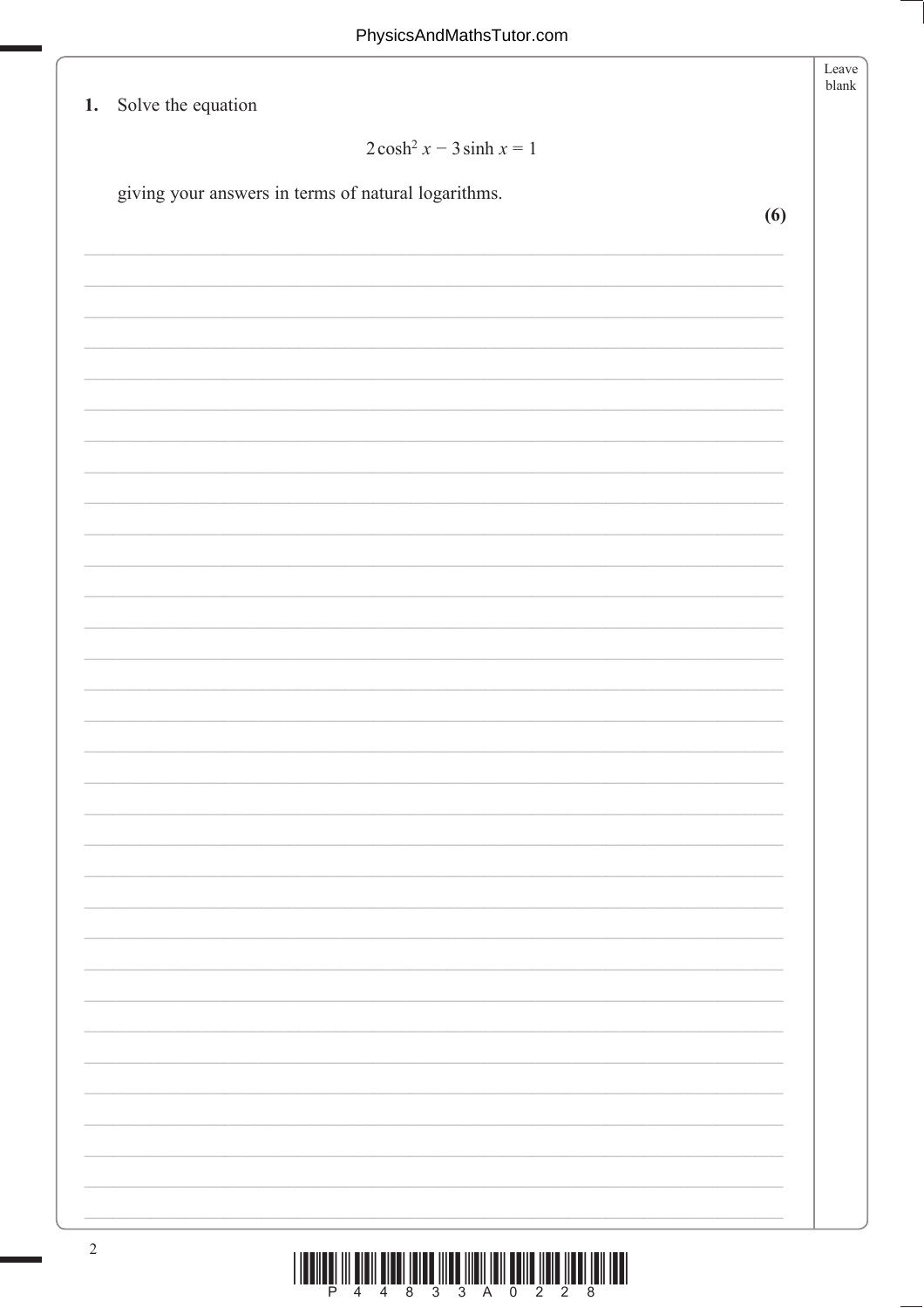1. Solve the equation

$$2\cosh^2 x - 3\sinh x = 1$$

giving your answers in terms of natural logarithms.

**(6)**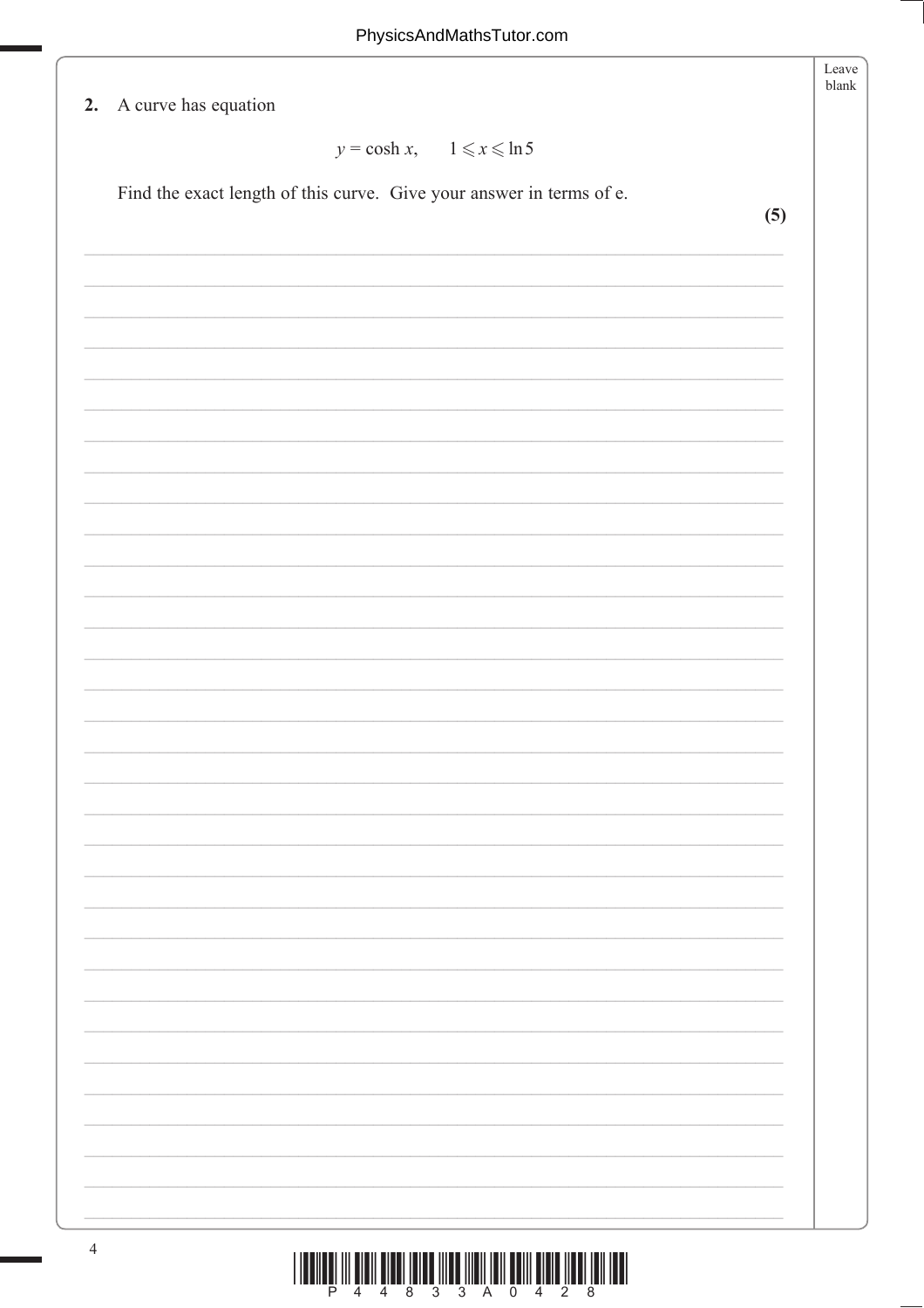**2.** A curve has equation

$$y = \cosh x, \qquad 1 \leqslant x \leqslant \ln 5$$

Find the exact length of this curve. Give your answer in terms of e.

**(5)**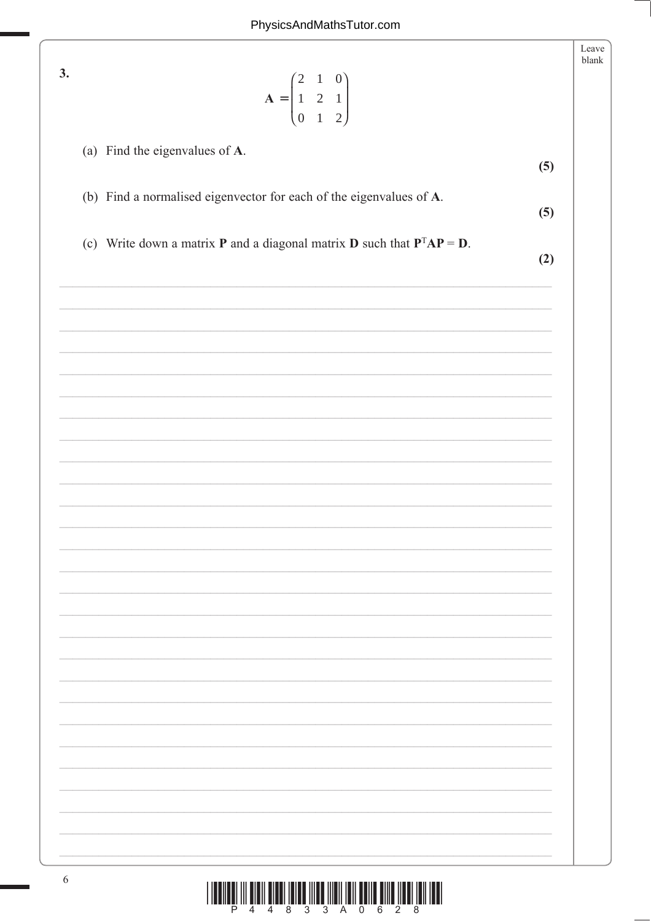**3.**

$$\mathbf{A} = \begin{pmatrix} 2 & 1 & 0 \\ 1 & 2 & 1 \\ 0 & 1 & 2 \end{pmatrix}$$

(a) Find the eigenvalues of $\mathbf{A}$.

**(5)**

(b) Find a normalised eigenvector for each of the eigenvalues of $\mathbf{A}$.

**(5)**

(c) Write down a matrix $\mathbf{P}$ and a diagonal matrix $\mathbf{D}$ such that $\mathbf{P}^{\mathrm{T}}\mathbf{A}\mathbf{P} = \mathbf{D}$.

**(2)**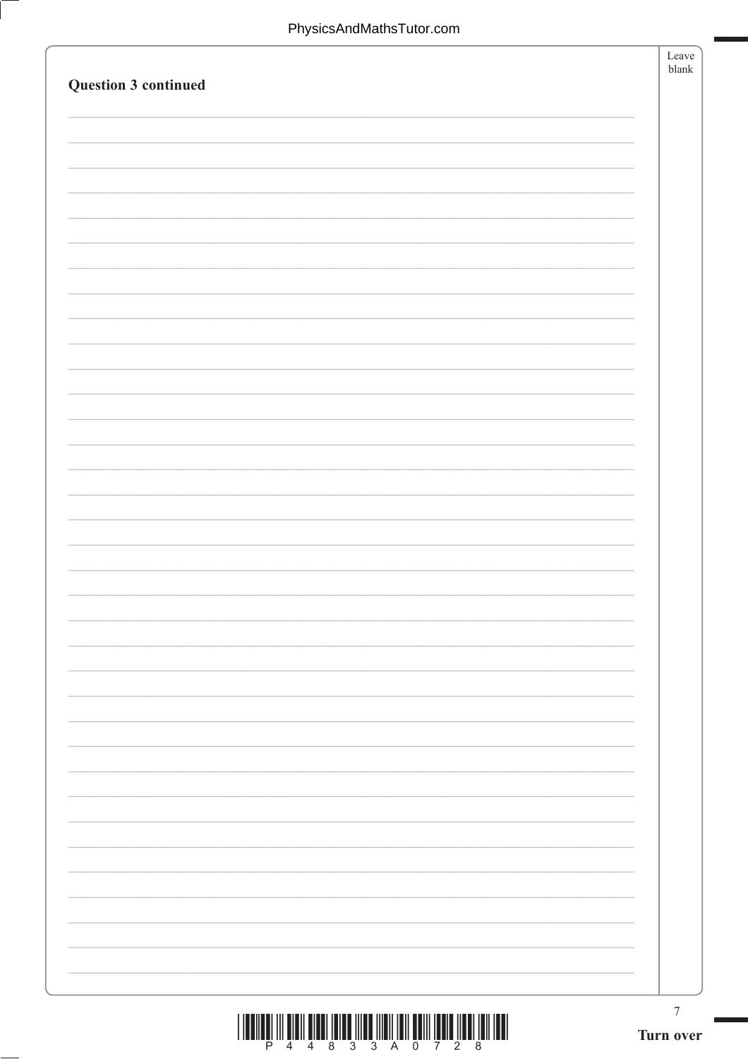**Question 3 continued**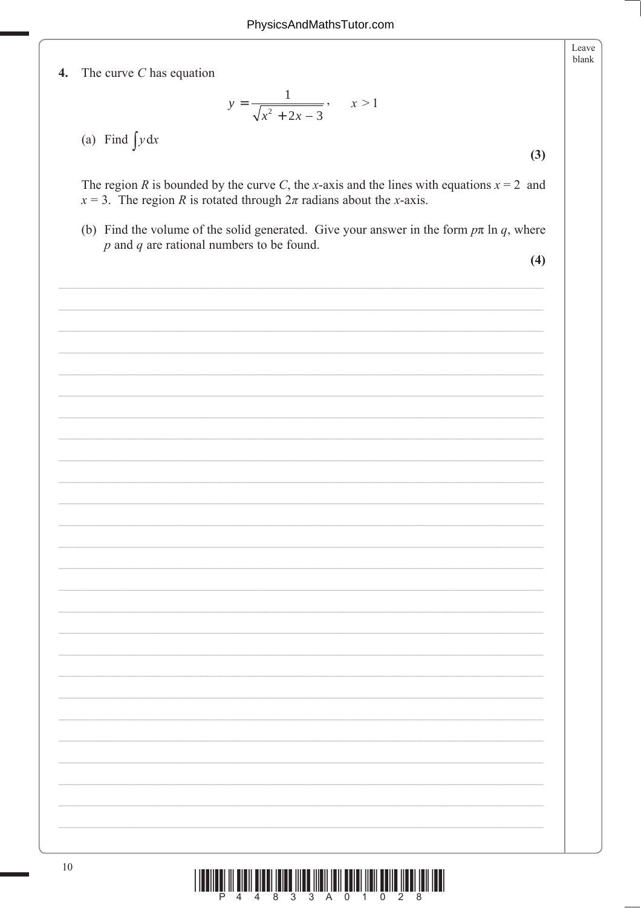**4.** The curve $C$ has equation

$$y = \frac{1}{\sqrt{x^2 + 2x - 3}}, \qquad x > 1$$

(a) Find $\int y \, dx$

**(3)**

The region $R$ is bounded by the curve $C$, the $x$-axis and the lines with equations $x = 2$ and $x = 3$. The region $R$ is rotated through $2\pi$ radians about the $x$-axis.

(b) Find the volume of the solid generated. Give your answer in the form $p\pi \ln q$, where $p$ and $q$ are rational numbers to be found.

**(4)**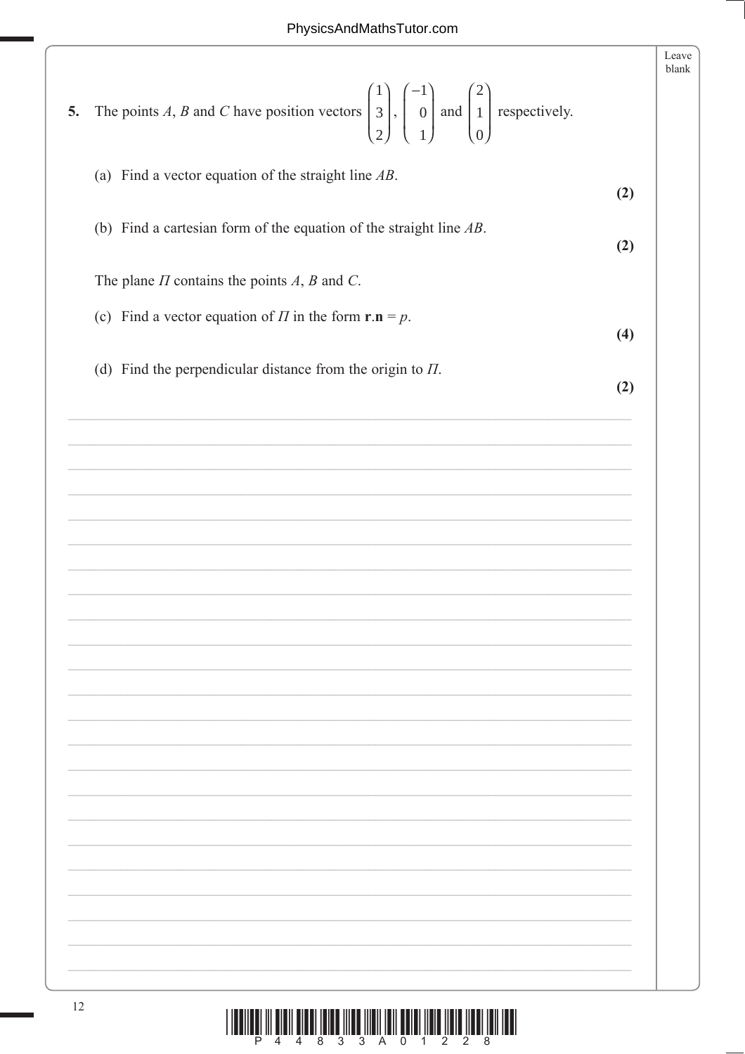5. The points $A$, $B$ and $C$ have position vectors $\begin{pmatrix} 1 \\ 3 \\ 2 \end{pmatrix}$, $\begin{pmatrix} -1 \\ 0 \\ 1 \end{pmatrix}$ and $\begin{pmatrix} 2 \\ 1 \\ 0 \end{pmatrix}$ respectively.

(a) Find a vector equation of the straight line $AB$.
**(2)**

(b) Find a cartesian form of the equation of the straight line $AB$.
**(2)**

The plane $\Pi$ contains the points $A$, $B$ and $C$.

(c) Find a vector equation of $\Pi$ in the form $\mathbf{r}.\mathbf{n} = p$.
**(4)**

(d) Find the perpendicular distance from the origin to $\Pi$.
**(2)**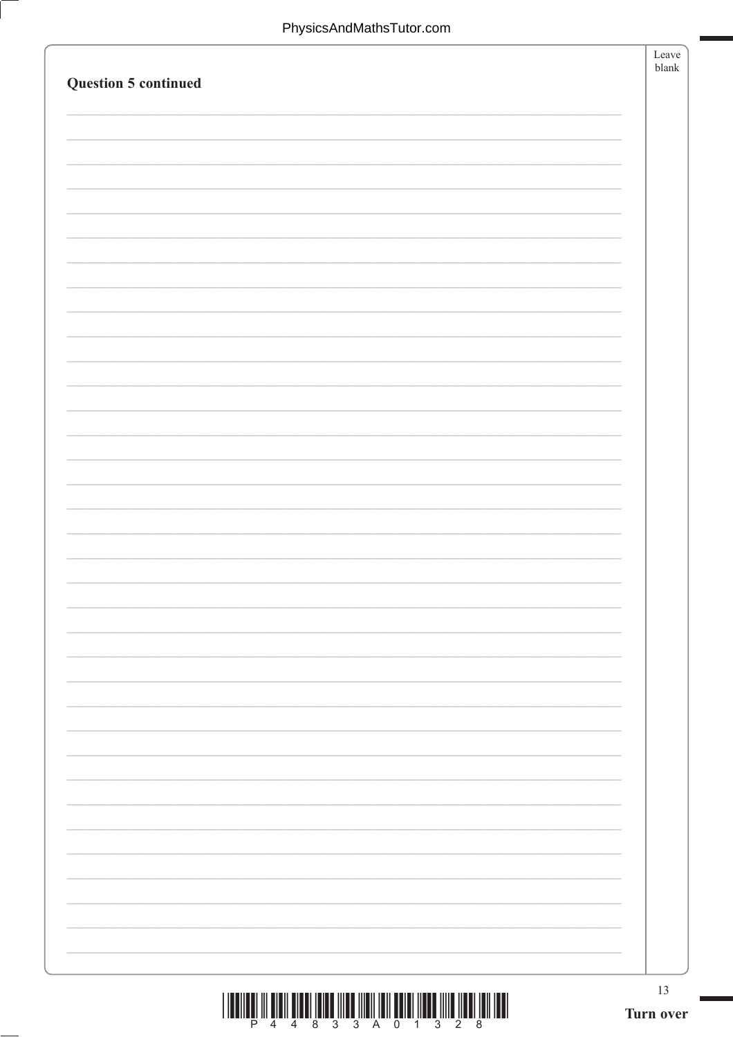**Question 5 continued**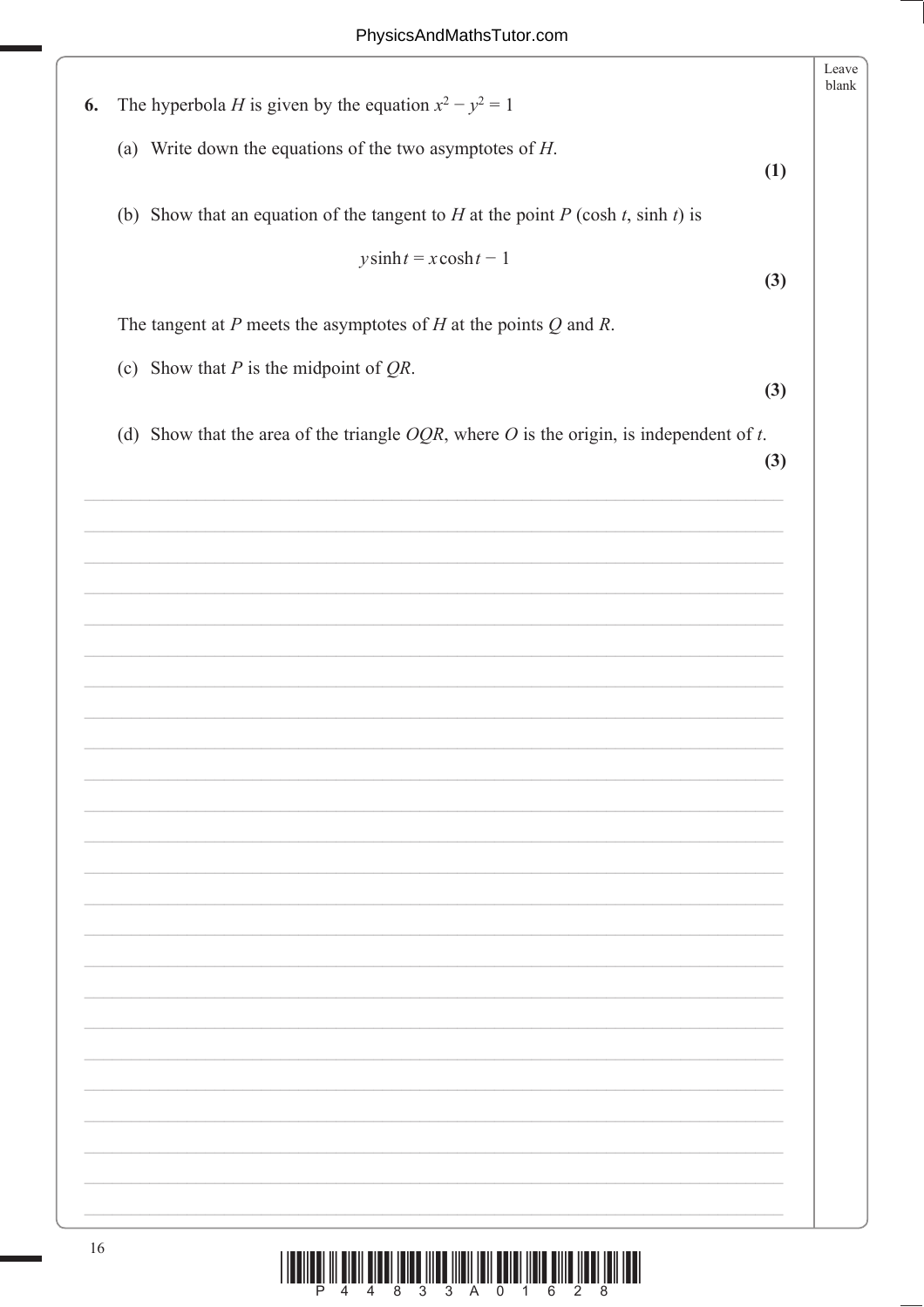6. The hyperbola $H$ is given by the equation $x^2 - y^2 = 1$

(a) Write down the equations of the two asymptotes of $H$.

**(1)**

(b) Show that an equation of the tangent to $H$ at the point $P$ $(\cosh t, \sinh t)$ is

$$y \sinh t = x \cosh t - 1$$

**(3)**

The tangent at $P$ meets the asymptotes of $H$ at the points $Q$ and $R$.

(c) Show that $P$ is the midpoint of $QR$.

**(3)**

(d) Show that the area of the triangle $OQR$, where $O$ is the origin, is independent of $t$.

**(3)**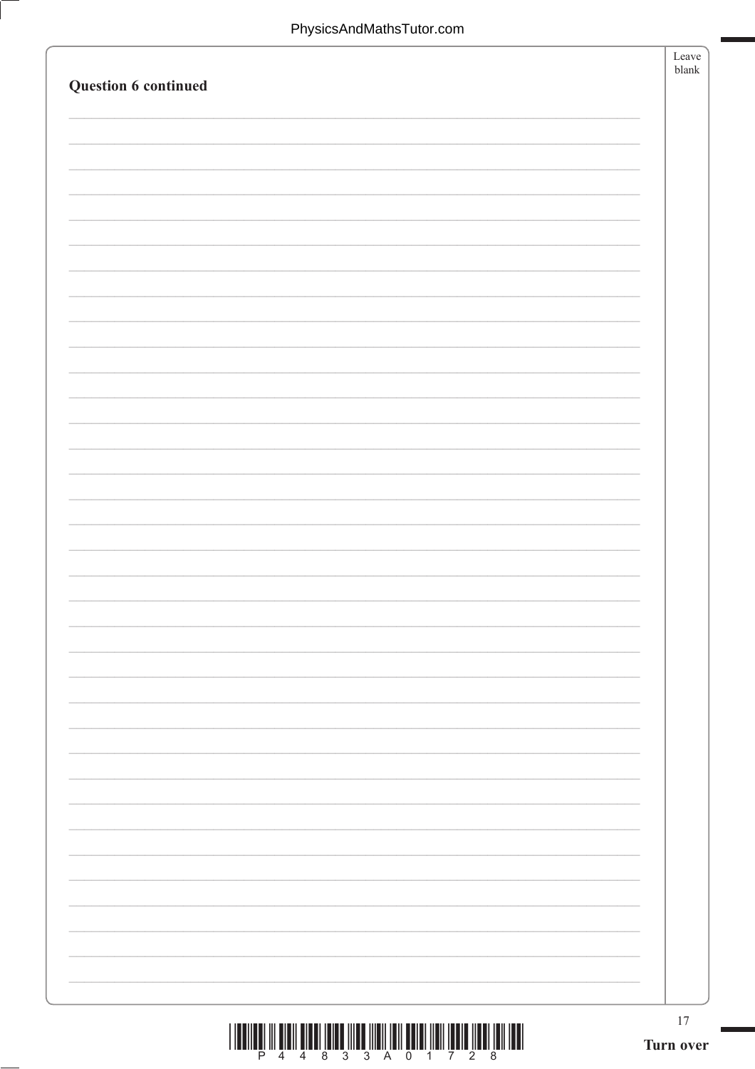**Question 6 continued**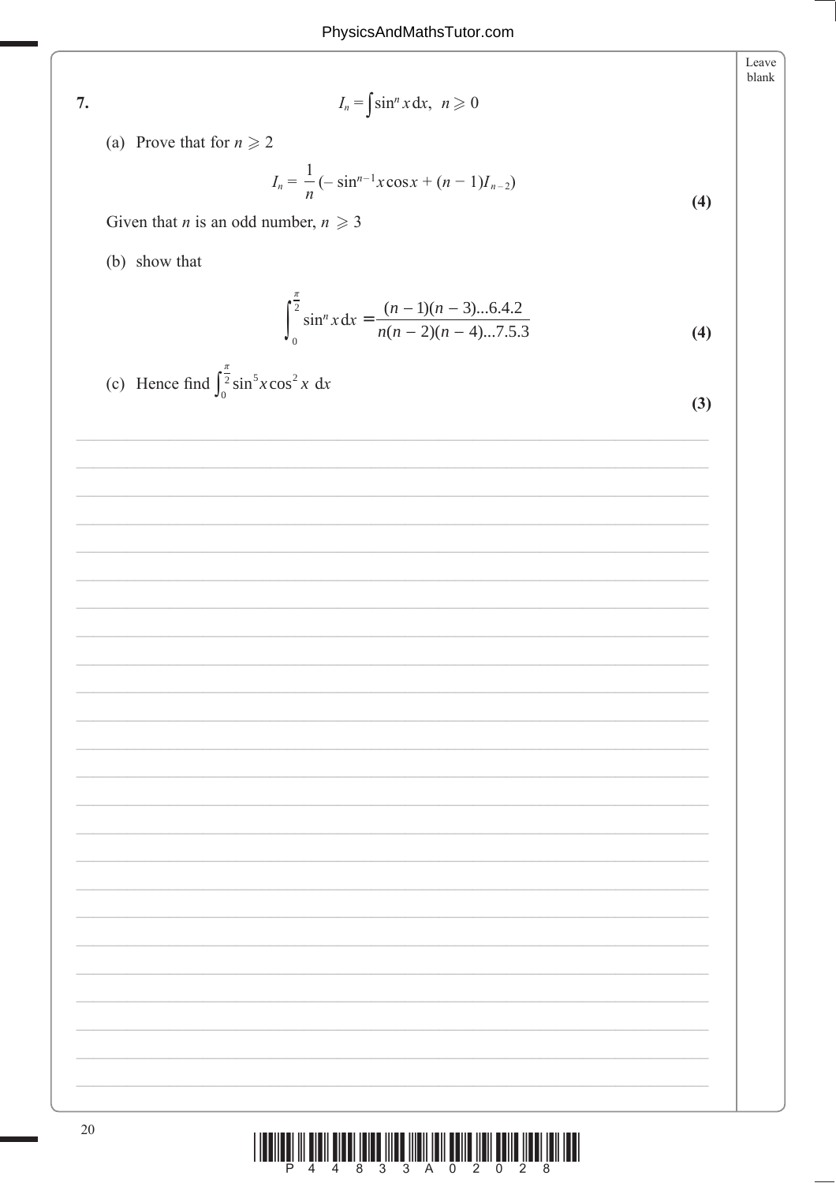**7.**
$$I_n = \int \sin^n x \, dx, \;\; n \geqslant 0$$

(a) Prove that for $n \geqslant 2$

$$I_n = \frac{1}{n}(-\sin^{n-1} x \cos x + (n-1)I_{n-2})$$

**(4)**

Given that $n$ is an odd number, $n \geqslant 3$

(b) show that

$$\int_0^{\frac{\pi}{2}} \sin^n x \, dx = \frac{(n-1)(n-3)...6.4.2}{n(n-2)(n-4)...7.5.3}$$

**(4)**

(c) Hence find $\int_0^{\frac{\pi}{2}} \sin^5 x \cos^2 x \, dx$

**(3)**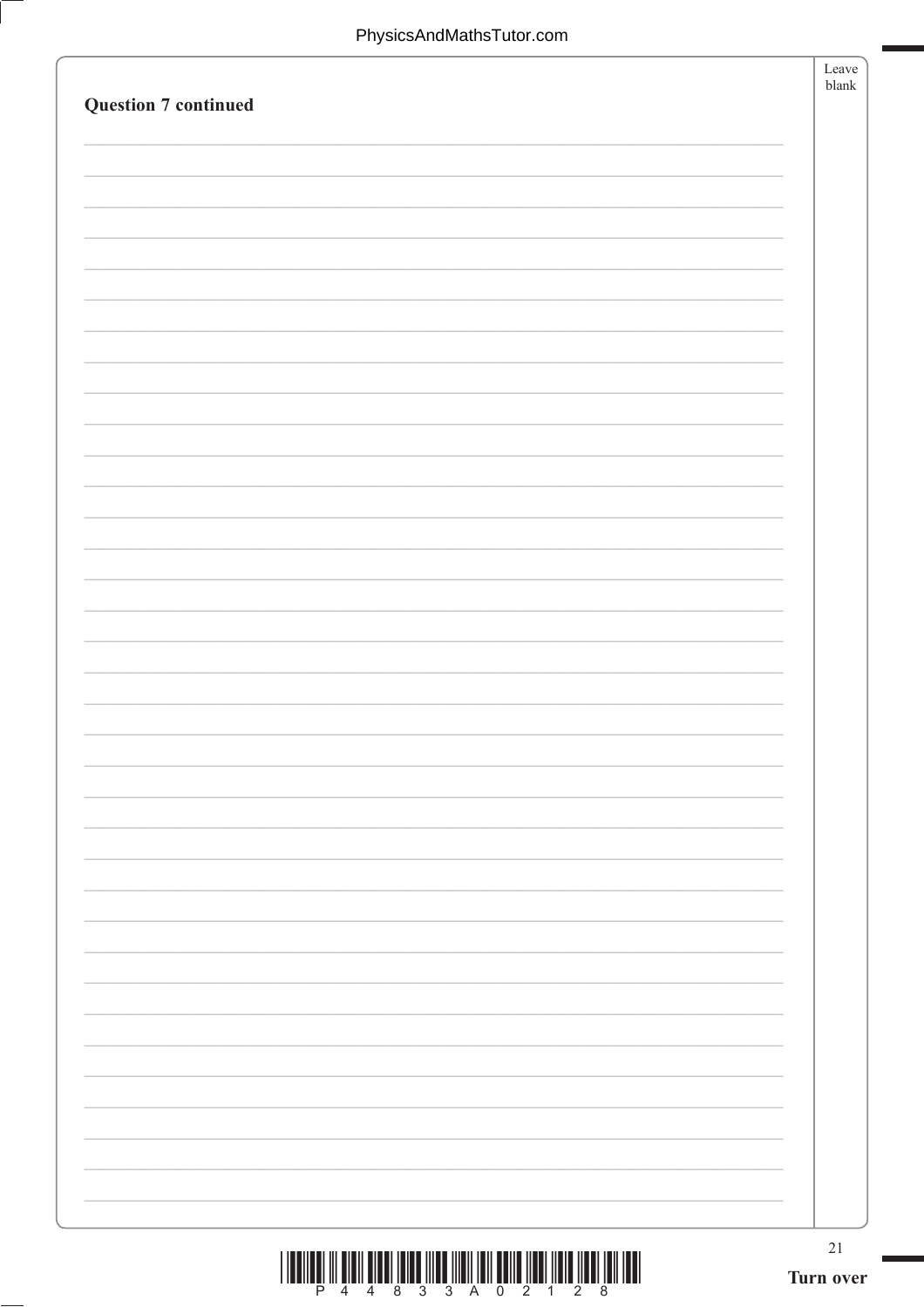**Question 7 continued**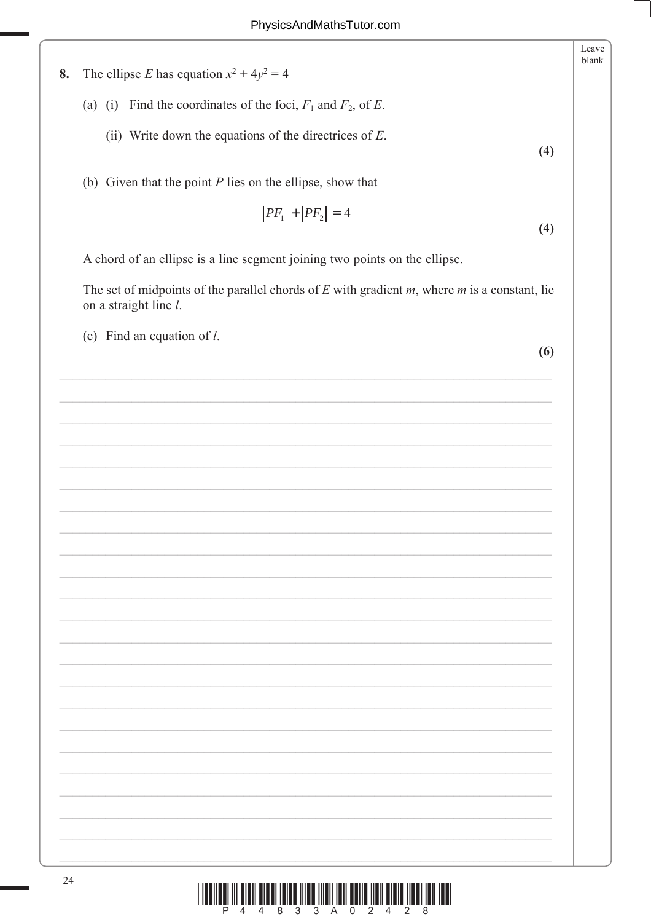**8.** The ellipse $E$ has equation $x^2 + 4y^2 = 4$

(a) (i) Find the coordinates of the foci, $F_1$ and $F_2$, of $E$.

(ii) Write down the equations of the directrices of $E$.

**(4)**

(b) Given that the point $P$ lies on the ellipse, show that

$$|PF_1| + |PF_2| = 4$$

**(4)**

A chord of an ellipse is a line segment joining two points on the ellipse.

The set of midpoints of the parallel chords of $E$ with gradient $m$, where $m$ is a constant, lie on a straight line $l$.

(c) Find an equation of $l$.

**(6)**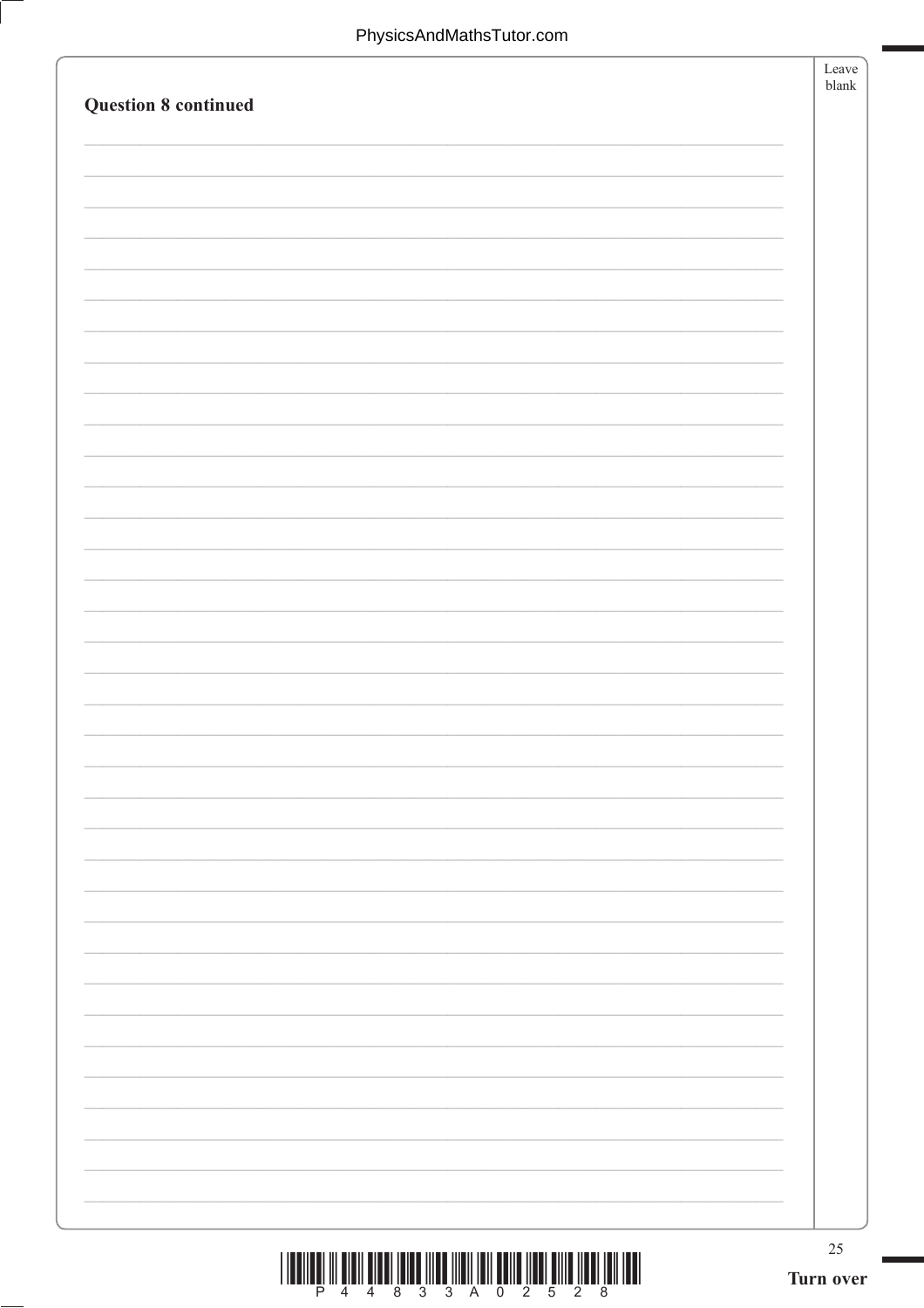**Question 8 continued**